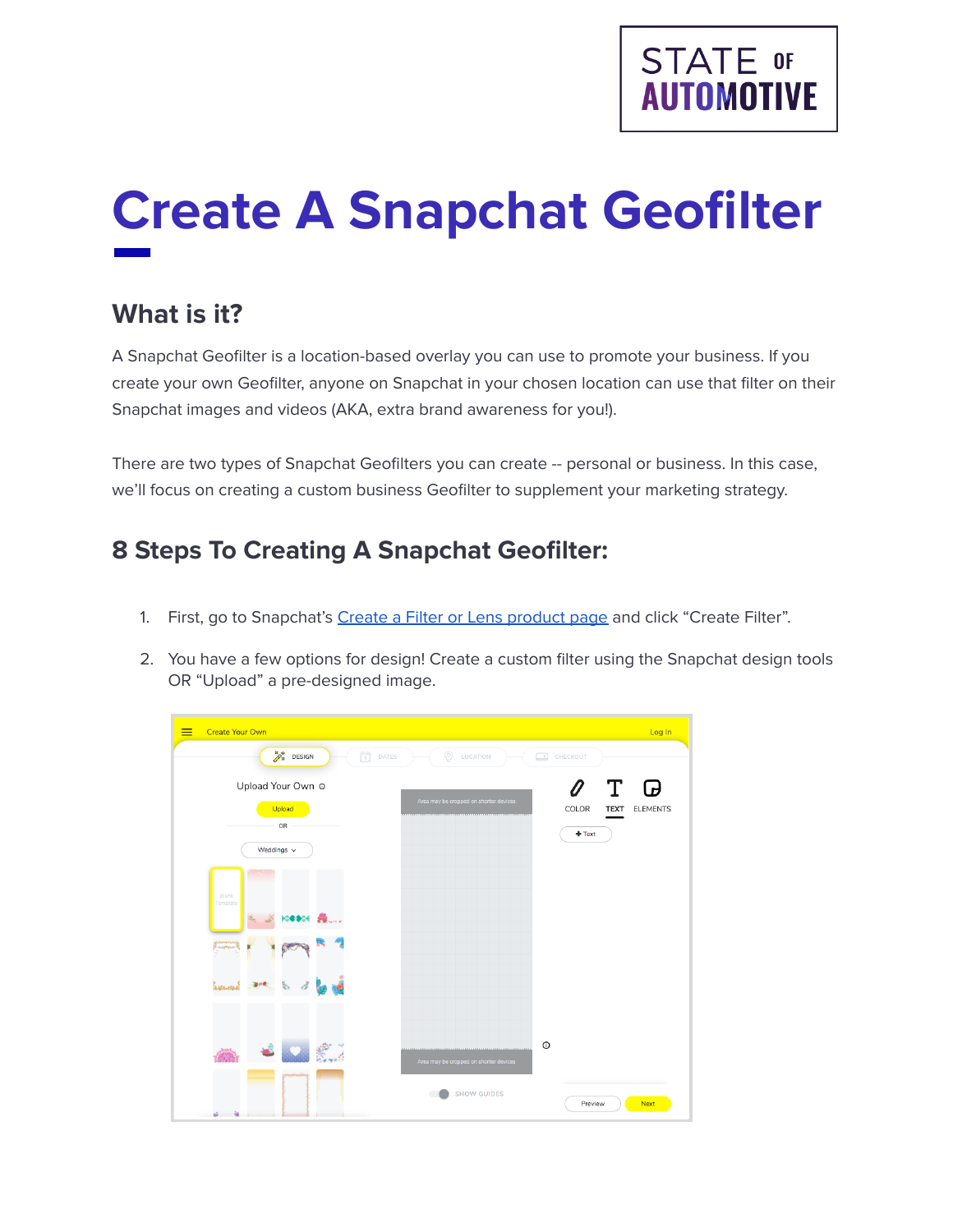# Create A Snapchat Geofilter

## What is it?

A Snapchat Geofilter is a location-based overlay you can use to promote your business. If you create your own Geofilter, anyone on Snapchat in your chosen location can use that filter on their Snapchat images and videos (AKA, extra brand awareness for you!).

There are two types of Snapchat Geofilters you can create -- personal or business. In this case, we'll focus on creating a custom business Geofilter to supplement your marketing strategy.

## 8 Steps To Creating A Snapchat Geofilter:

1. First, go to Snapchat's Create a Filter or Lens product page and click "Create Filter".
2. You have a few options for design! Create a custom filter using the Snapchat design tools OR "Upload" a pre-designed image.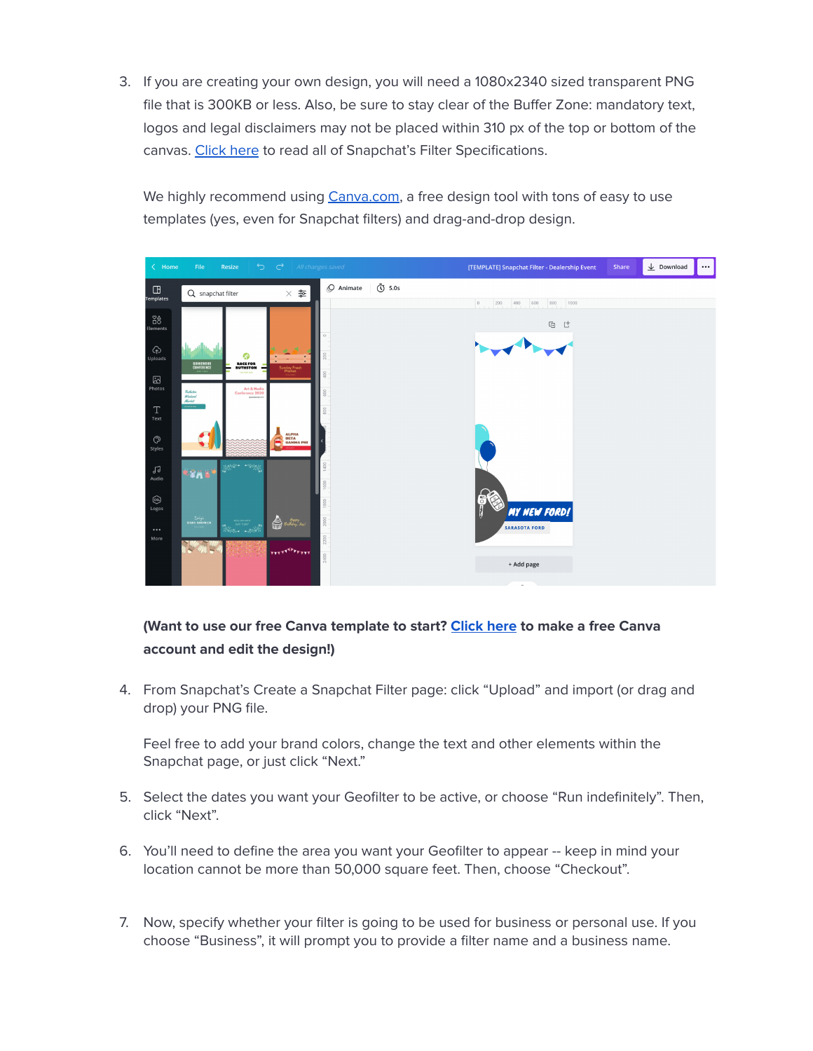3. If you are creating your own design, you will need a 1080x2340 sized transparent PNG file that is 300KB or less. Also, be sure to stay clear of the Buffer Zone: mandatory text, logos and legal disclaimers may not be placed within 310 px of the top or bottom of the canvas. [Click here](#) to read all of Snapchat's Filter Specifications.

   We highly recommend using [Canva.com](#), a free design tool with tons of easy to use templates (yes, even for Snapchat filters) and drag-and-drop design.

   **(Want to use our free Canva template to start? [Click here](#) to make a free Canva account and edit the design!)**

4. From Snapchat's Create a Snapchat Filter page: click "Upload" and import (or drag and drop) your PNG file.

   Feel free to add your brand colors, change the text and other elements within the Snapchat page, or just click "Next."

5. Select the dates you want your Geofilter to be active, or choose "Run indefinitely". Then, click "Next".

6. You'll need to define the area you want your Geofilter to appear -- keep in mind your location cannot be more than 50,000 square feet. Then, choose "Checkout".

7. Now, specify whether your filter is going to be used for business or personal use. If you choose "Business", it will prompt you to provide a filter name and a business name.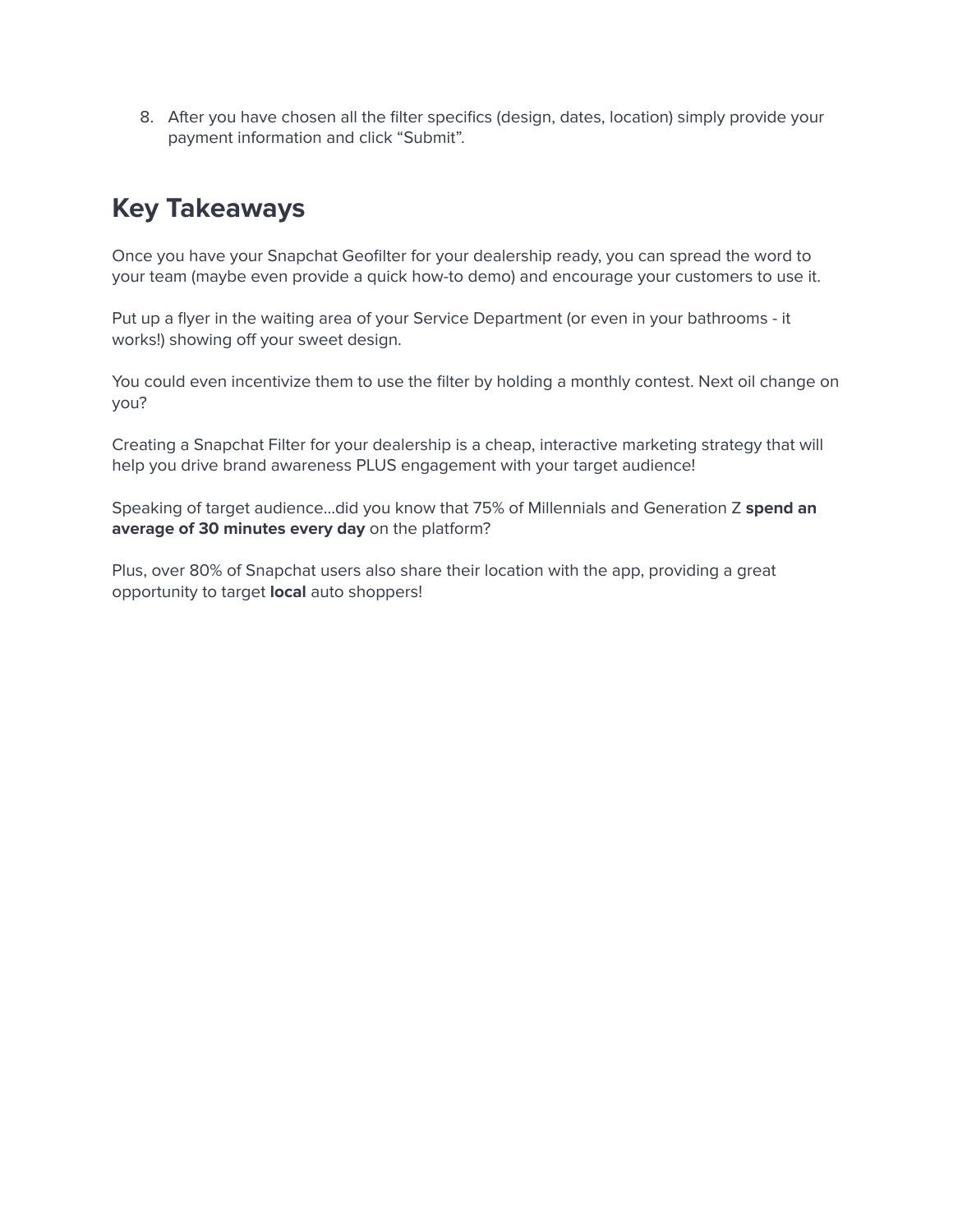8. After you have chosen all the filter specifics (design, dates, location) simply provide your payment information and click "Submit".

## Key Takeaways

Once you have your Snapchat Geofilter for your dealership ready, you can spread the word to your team (maybe even provide a quick how-to demo) and encourage your customers to use it.

Put up a flyer in the waiting area of your Service Department (or even in your bathrooms - it works!) showing off your sweet design.

You could even incentivize them to use the filter by holding a monthly contest. Next oil change on you?

Creating a Snapchat Filter for your dealership is a cheap, interactive marketing strategy that will help you drive brand awareness PLUS engagement with your target audience!

Speaking of target audience…did you know that 75% of Millennials and Generation Z **spend an average of 30 minutes every day** on the platform?

Plus, over 80% of Snapchat users also share their location with the app, providing a great opportunity to target **local** auto shoppers!